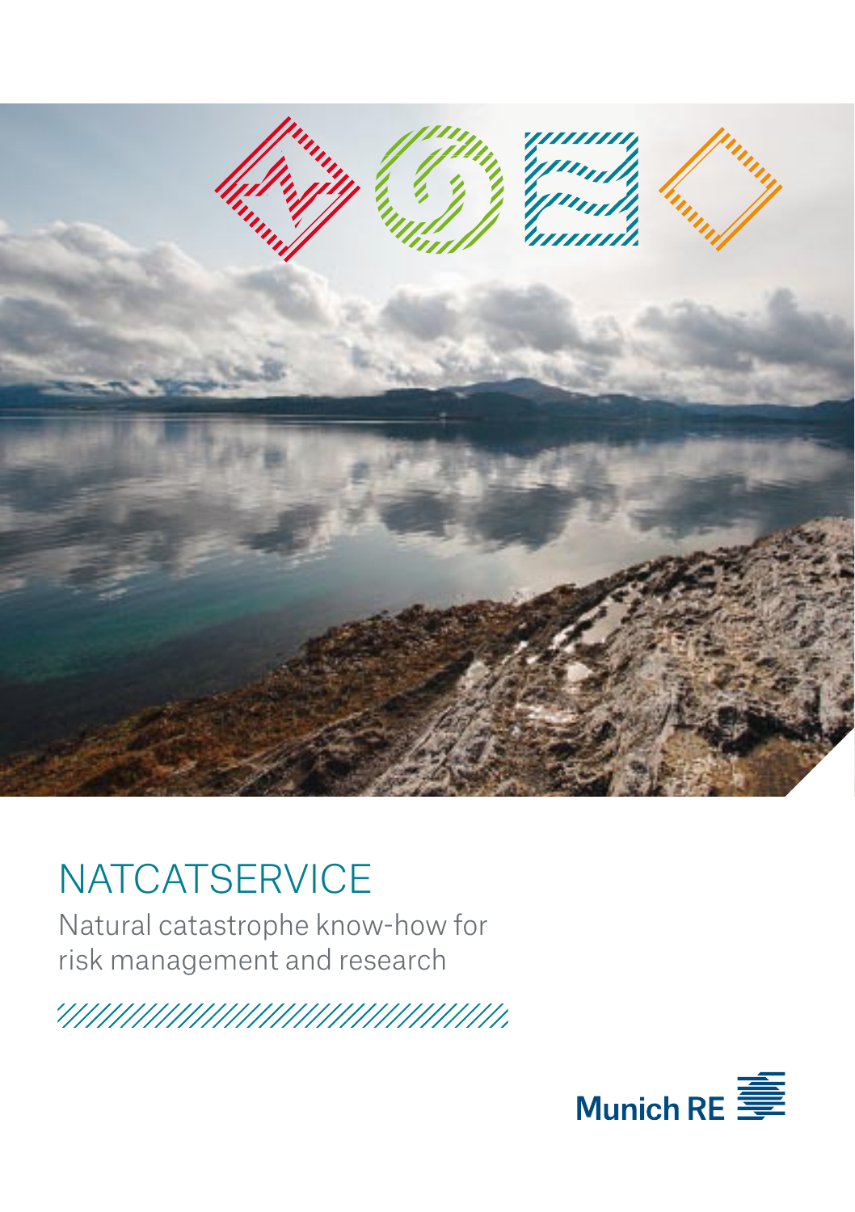# NATCATSERVICE

Natural catastrophe know-how for risk management and research

Munich RE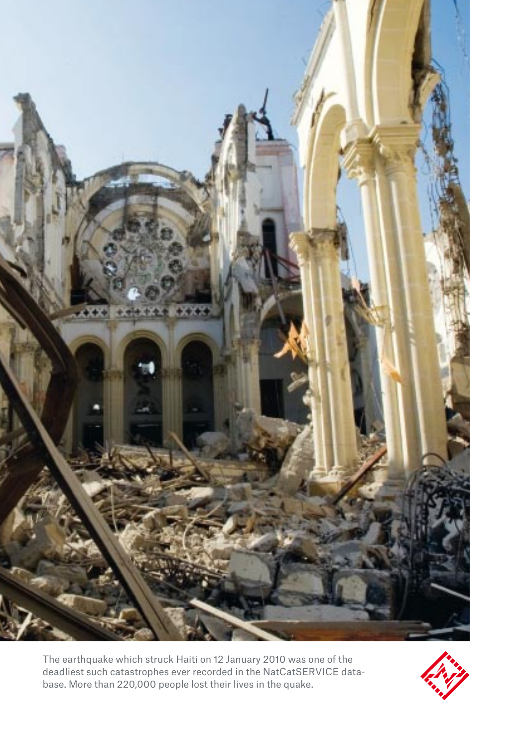The earthquake which struck Haiti on 12 January 2010 was one of the deadliest such catastrophes ever recorded in the NatCatSERVICE database. More than 220,000 people lost their lives in the quake.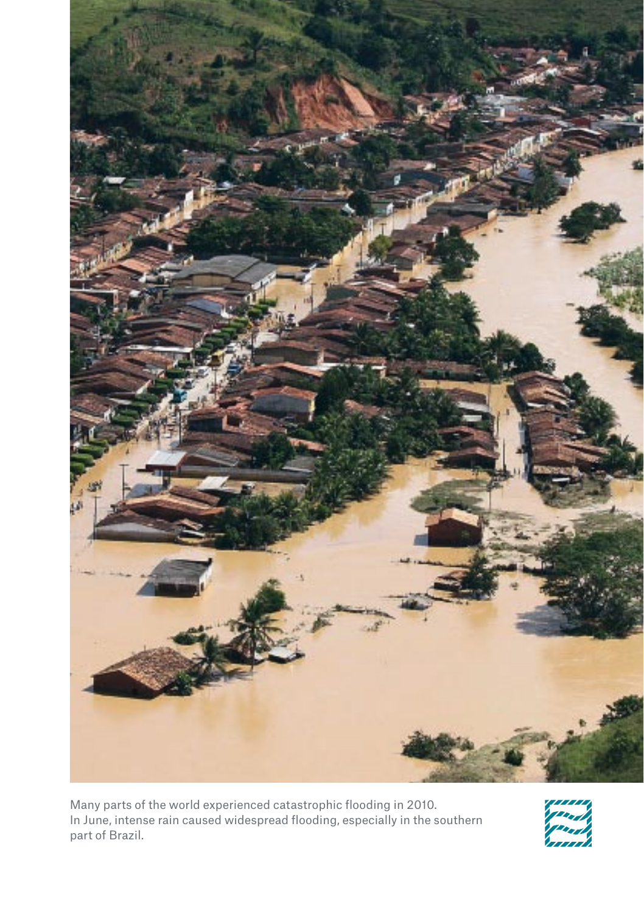Many parts of the world experienced catastrophic flooding in 2010. In June, intense rain caused widespread flooding, especially in the southern part of Brazil.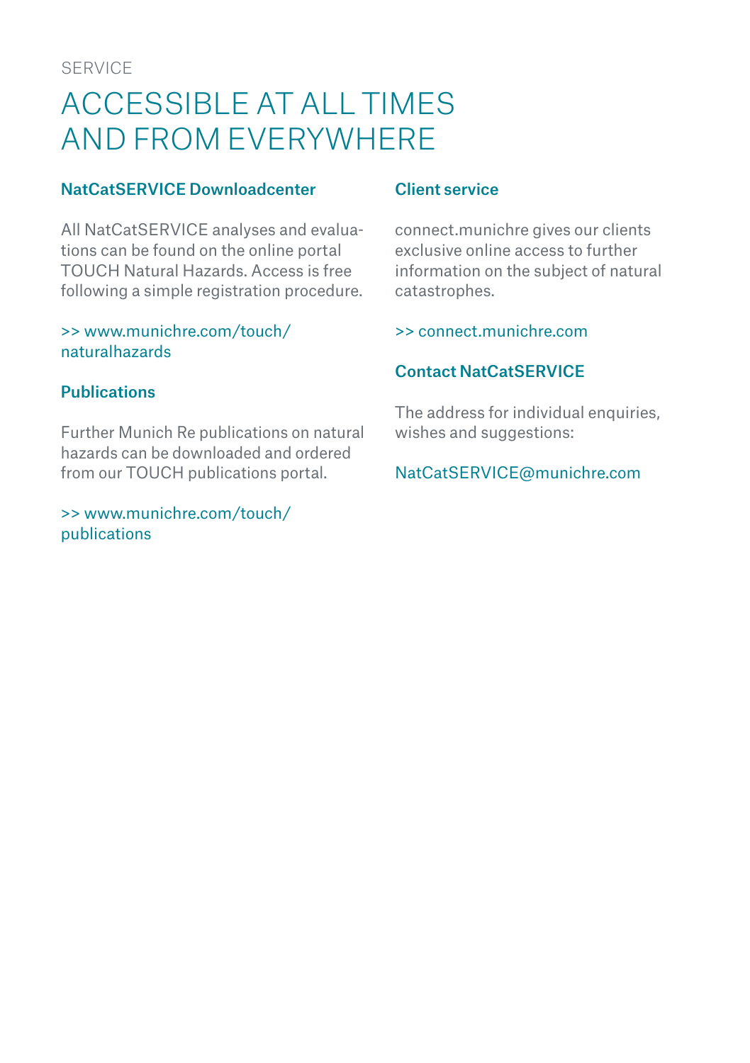SERVICE

# ACCESSIBLE AT ALL TIMES AND FROM EVERYWHERE

### NatCatSERVICE Downloadcenter

All NatCatSERVICE analyses and evaluations can be found on the online portal TOUCH Natural Hazards. Access is free following a simple registration procedure.

>> www.munichre.com/touch/naturalhazards

### Publications

Further Munich Re publications on natural hazards can be downloaded and ordered from our TOUCH publications portal.

>> www.munichre.com/touch/publications

### Client service

connect.munichre gives our clients exclusive online access to further information on the subject of natural catastrophes.

>> connect.munichre.com

### Contact NatCatSERVICE

The address for individual enquiries, wishes and suggestions:

NatCatSERVICE@munichre.com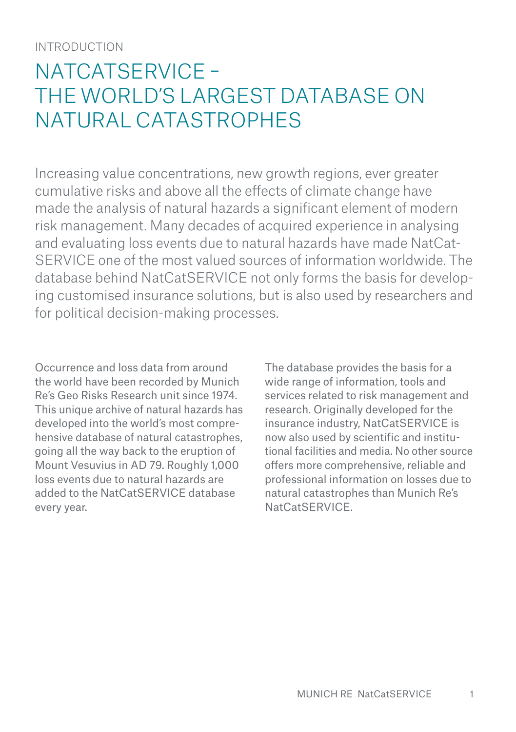INTRODUCTION

# NATCATSERVICE – THE WORLD'S LARGEST DATABASE ON NATURAL CATASTROPHES

Increasing value concentrations, new growth regions, ever greater cumulative risks and above all the effects of climate change have made the analysis of natural hazards a significant element of modern risk management. Many decades of acquired experience in analysing and evaluating loss events due to natural hazards have made NatCatSERVICE one of the most valued sources of information worldwide. The database behind NatCatSERVICE not only forms the basis for developing customised insurance solutions, but is also used by researchers and for political decision-making processes.

Occurrence and loss data from around the world have been recorded by Munich Re's Geo Risks Research unit since 1974. This unique archive of natural hazards has developed into the world's most comprehensive database of natural catastrophes, going all the way back to the eruption of Mount Vesuvius in AD 79. Roughly 1,000 loss events due to natural hazards are added to the NatCatSERVICE database every year.

The database provides the basis for a wide range of information, tools and services related to risk management and research. Originally developed for the insurance industry, NatCatSERVICE is now also used by scientific and institutional facilities and media. No other source offers more comprehensive, reliable and professional information on losses due to natural catastrophes than Munich Re's NatCatSERVICE.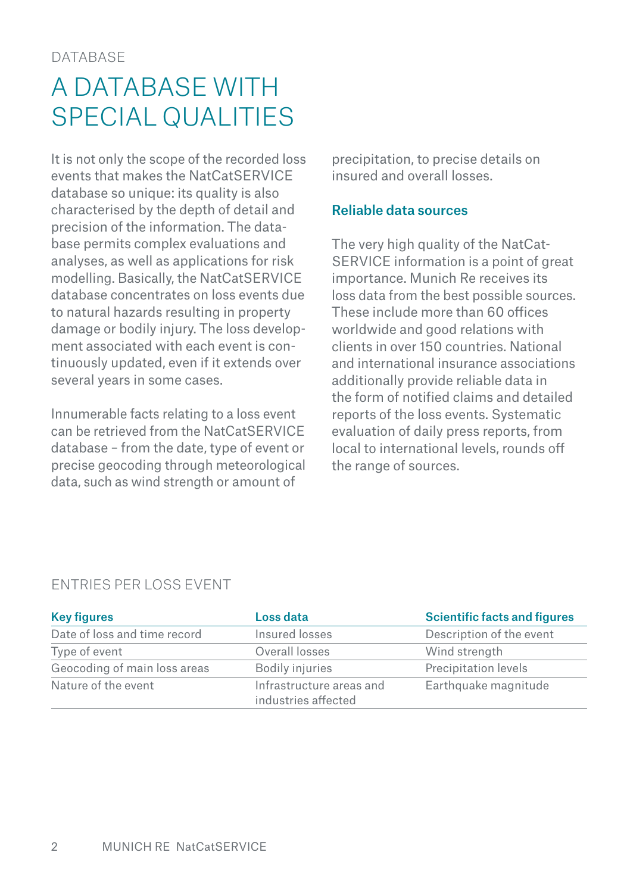DATABASE

# A DATABASE WITH SPECIAL QUALITIES

It is not only the scope of the recorded loss events that makes the NatCatSERVICE database so unique: its quality is also characterised by the depth of detail and precision of the information. The database permits complex evaluations and analyses, as well as applications for risk modelling. Basically, the NatCatSERVICE database concentrates on loss events due to natural hazards resulting in property damage or bodily injury. The loss development associated with each event is continuously updated, even if it extends over several years in some cases.

Innumerable facts relating to a loss event can be retrieved from the NatCatSERVICE database – from the date, type of event or precise geocoding through meteorological data, such as wind strength or amount of precipitation, to precise details on insured and overall losses.

### Reliable data sources

The very high quality of the NatCatSERVICE information is a point of great importance. Munich Re receives its loss data from the best possible sources. These include more than 60 offices worldwide and good relations with clients in over 150 countries. National and international insurance associations additionally provide reliable data in the form of notified claims and detailed reports of the loss events. Systematic evaluation of daily press reports, from local to international levels, rounds off the range of sources.

## ENTRIES PER LOSS EVENT

| Key figures | Loss data | Scientific facts and figures |
|---|---|---|
| Date of loss and time record | Insured losses | Description of the event |
| Type of event | Overall losses | Wind strength |
| Geocoding of main loss areas | Bodily injuries | Precipitation levels |
| Nature of the event | Infrastructure areas and industries affected | Earthquake magnitude |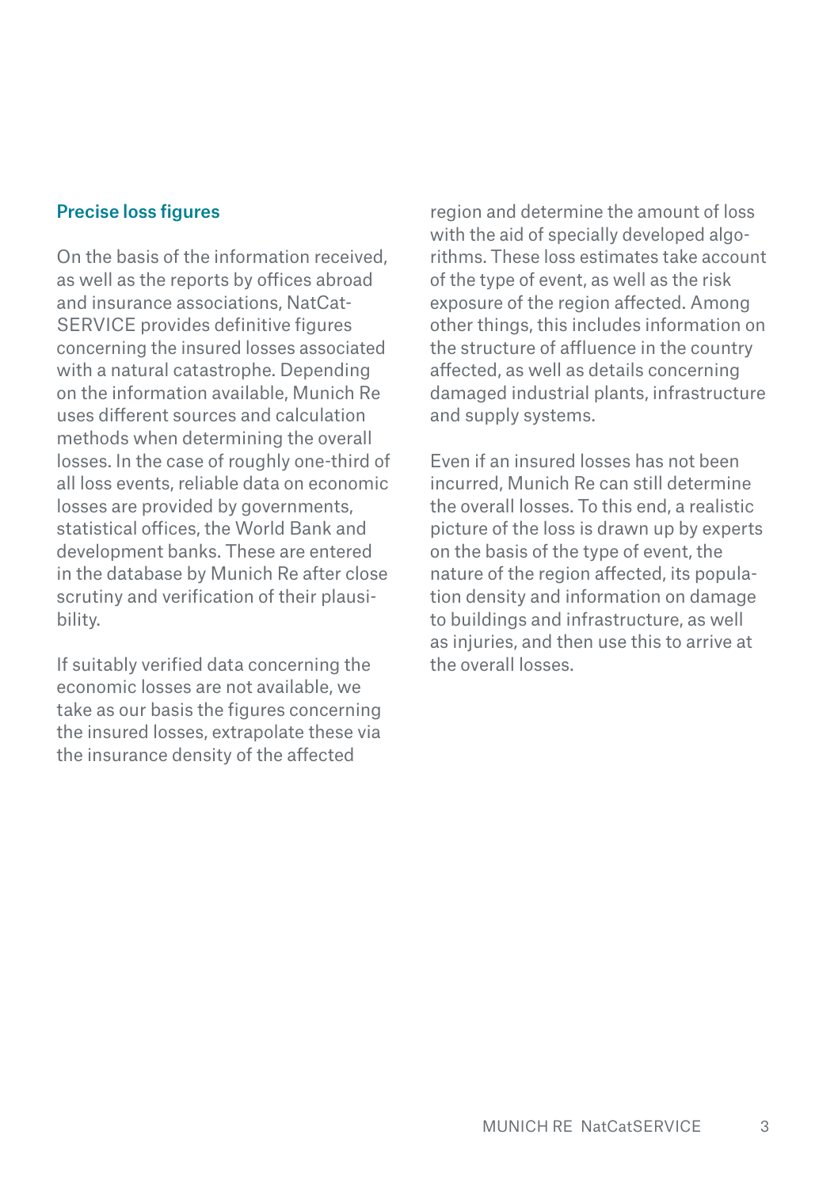## Precise loss figures

On the basis of the information received, as well as the reports by offices abroad and insurance associations, NatCatSERVICE provides definitive figures concerning the insured losses associated with a natural catastrophe. Depending on the information available, Munich Re uses different sources and calculation methods when determining the overall losses. In the case of roughly one-third of all loss events, reliable data on economic losses are provided by governments, statistical offices, the World Bank and development banks. These are entered in the database by Munich Re after close scrutiny and verification of their plausibility.

If suitably verified data concerning the economic losses are not available, we take as our basis the figures concerning the insured losses, extrapolate these via the insurance density of the affected region and determine the amount of loss with the aid of specially developed algorithms. These loss estimates take account of the type of event, as well as the risk exposure of the region affected. Among other things, this includes information on the structure of affluence in the country affected, as well as details concerning damaged industrial plants, infrastructure and supply systems.

Even if an insured losses has not been incurred, Munich Re can still determine the overall losses. To this end, a realistic picture of the loss is drawn up by experts on the basis of the type of event, the nature of the region affected, its population density and information on damage to buildings and infrastructure, as well as injuries, and then use this to arrive at the overall losses.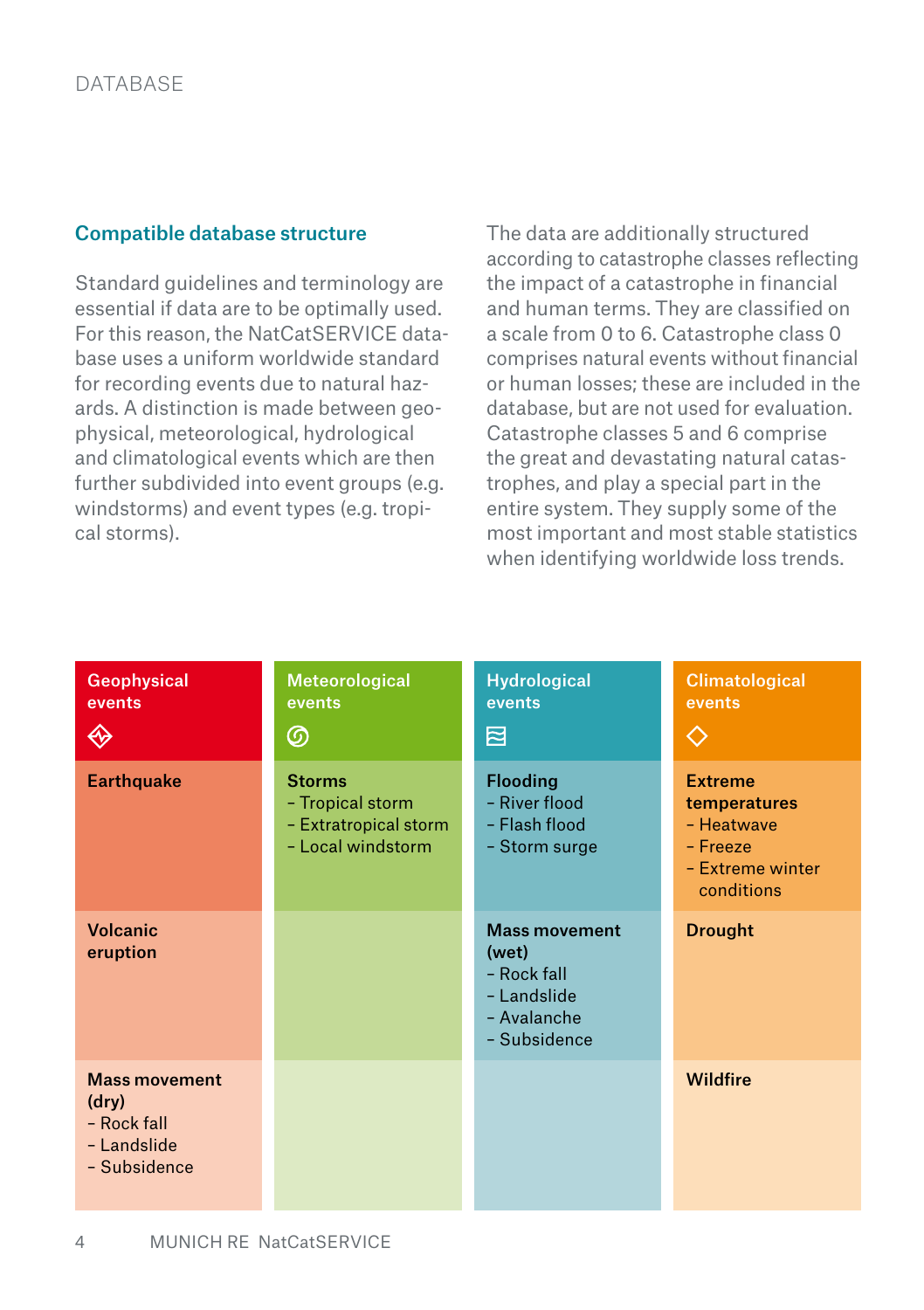DATABASE

## Compatible database structure

Standard guidelines and terminology are essential if data are to be optimally used. For this reason, the NatCatSERVICE database uses a uniform worldwide standard for recording events due to natural hazards. A distinction is made between geophysical, meteorological, hydrological and climatological events which are then further subdivided into event groups (e.g. windstorms) and event types (e.g. tropical storms).

The data are additionally structured according to catastrophe classes reflecting the impact of a catastrophe in financial and human terms. They are classified on a scale from 0 to 6. Catastrophe class 0 comprises natural events without financial or human losses; these are included in the database, but are not used for evaluation. Catastrophe classes 5 and 6 comprise the great and devastating natural catastrophes, and play a special part in the entire system. They supply some of the most important and most stable statistics when identifying worldwide loss trends.

| Geophysical events | Meteorological events | Hydrological events | Climatological events |
|---|---|---|---|
| **Earthquake** | **Storms**<br>– Tropical storm<br>– Extratropical storm<br>– Local windstorm | **Flooding**<br>– River flood<br>– Flash flood<br>– Storm surge | **Extreme temperatures**<br>– Heatwave<br>– Freeze<br>– Extreme winter conditions |
| **Volcanic eruption** | | **Mass movement (wet)**<br>– Rock fall<br>– Landslide<br>– Avalanche<br>– Subsidence | **Drought** |
| **Mass movement (dry)**<br>– Rock fall<br>– Landslide<br>– Subsidence | | | **Wildfire** |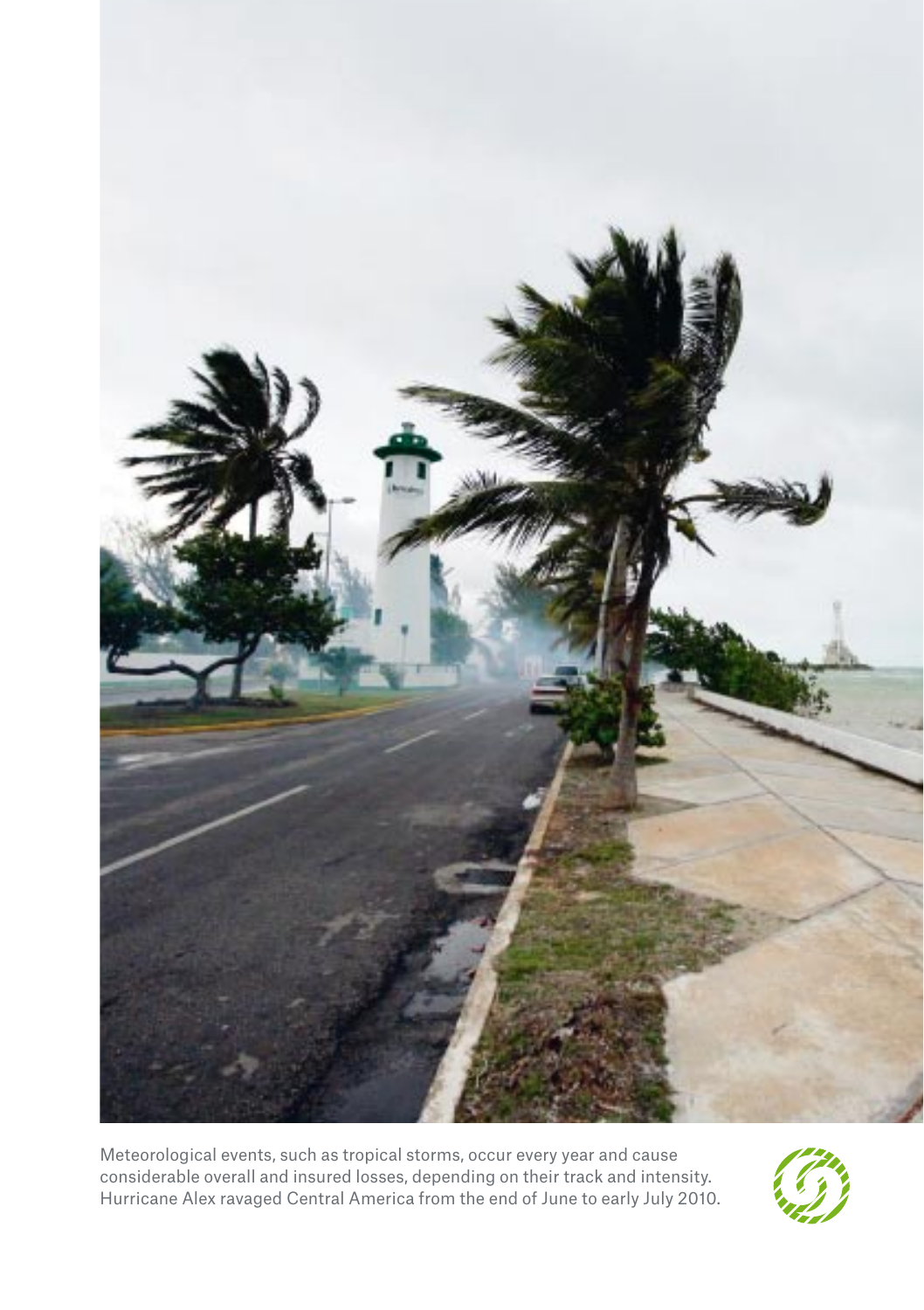Meteorological events, such as tropical storms, occur every year and cause considerable overall and insured losses, depending on their track and intensity. Hurricane Alex ravaged Central America from the end of June to early July 2010.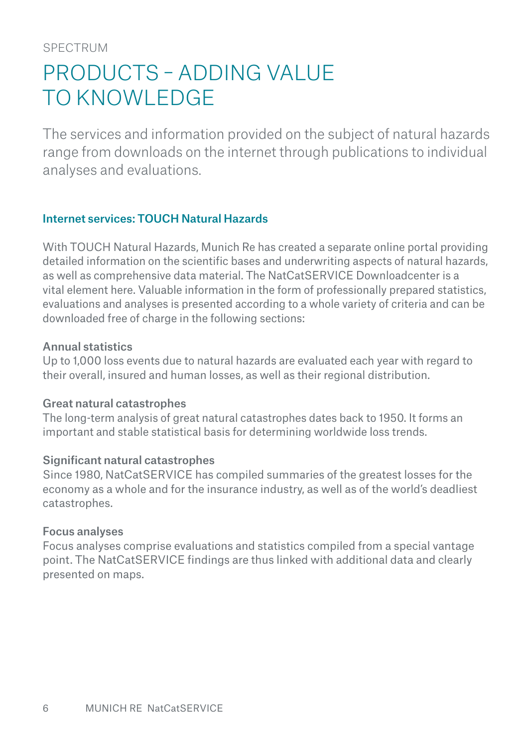SPECTRUM

# PRODUCTS – ADDING VALUE TO KNOWLEDGE

The services and information provided on the subject of natural hazards range from downloads on the internet through publications to individual analyses and evaluations.

## Internet services: TOUCH Natural Hazards

With TOUCH Natural Hazards, Munich Re has created a separate online portal providing detailed information on the scientific bases and underwriting aspects of natural hazards, as well as comprehensive data material. The NatCatSERVICE Downloadcenter is a vital element here. Valuable information in the form of professionally prepared statistics, evaluations and analyses is presented according to a whole variety of criteria and can be downloaded free of charge in the following sections:

### Annual statistics

Up to 1,000 loss events due to natural hazards are evaluated each year with regard to their overall, insured and human losses, as well as their regional distribution.

### Great natural catastrophes

The long-term analysis of great natural catastrophes dates back to 1950. It forms an important and stable statistical basis for determining worldwide loss trends.

### Significant natural catastrophes

Since 1980, NatCatSERVICE has compiled summaries of the greatest losses for the economy as a whole and for the insurance industry, as well as of the world's deadliest catastrophes.

### Focus analyses

Focus analyses comprise evaluations and statistics compiled from a special vantage point. The NatCatSERVICE findings are thus linked with additional data and clearly presented on maps.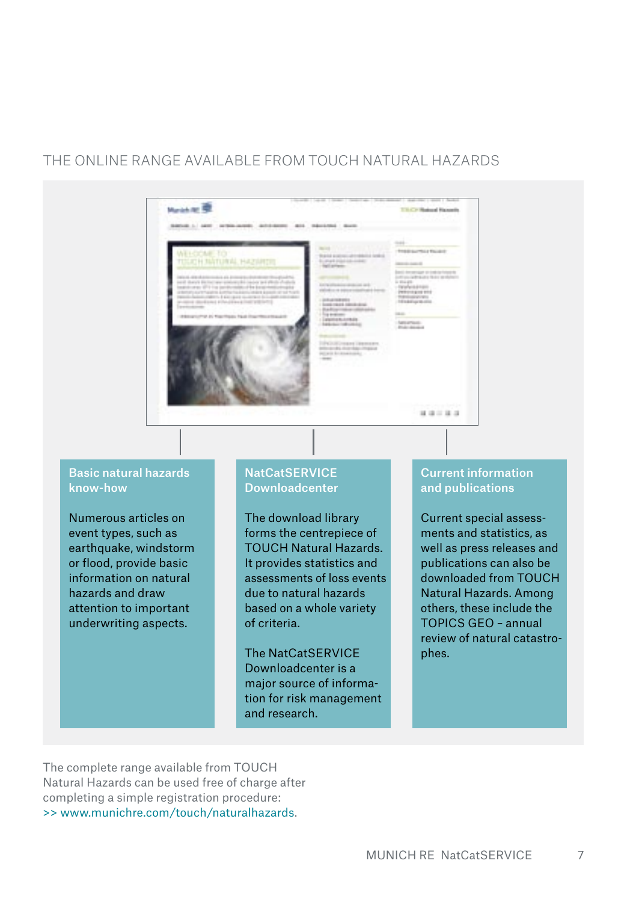## THE ONLINE RANGE AVAILABLE FROM TOUCH NATURAL HAZARDS

**Basic natural hazards know-how**

Numerous articles on event types, such as earthquake, windstorm or flood, provide basic information on natural hazards and draw attention to important underwriting aspects.

**NatCatSERVICE Downloadcenter**

The download library forms the centrepiece of TOUCH Natural Hazards. It provides statistics and assessments of loss events due to natural hazards based on a whole variety of criteria.

The NatCatSERVICE Downloadcenter is a major source of information for risk management and research.

**Current information and publications**

Current special assessments and statistics, as well as press releases and publications can also be downloaded from TOUCH Natural Hazards. Among others, these include the TOPICS GEO – annual review of natural catastrophes.

The complete range available from TOUCH Natural Hazards can be used free of charge after completing a simple registration procedure:
>> www.munichre.com/touch/naturalhazards.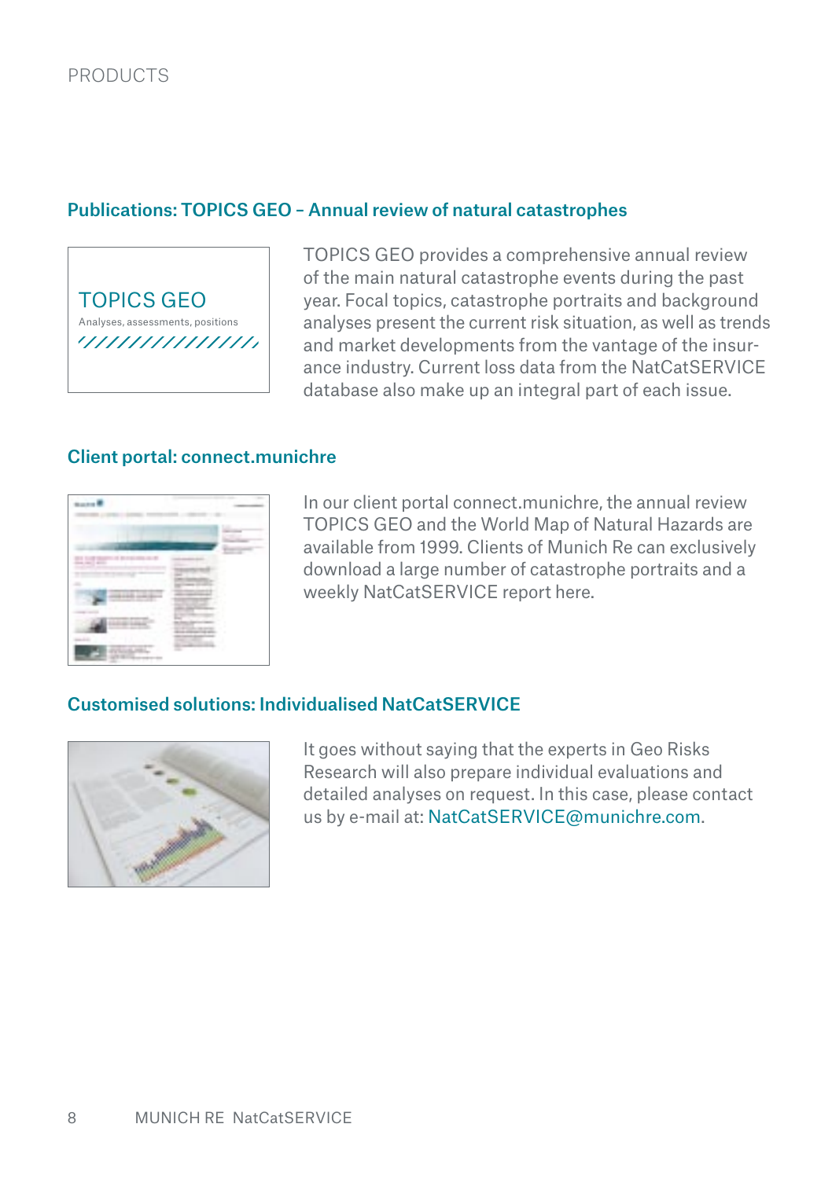PRODUCTS

## Publications: TOPICS GEO – Annual review of natural catastrophes

TOPICS GEO

Analyses, assessments, positions

TOPICS GEO provides a comprehensive annual review of the main natural catastrophe events during the past year. Focal topics, catastrophe portraits and background analyses present the current risk situation, as well as trends and market developments from the vantage of the insurance industry. Current loss data from the NatCatSERVICE database also make up an integral part of each issue.

## Client portal: connect.munichre

In our client portal connect.munichre, the annual review TOPICS GEO and the World Map of Natural Hazards are available from 1999. Clients of Munich Re can exclusively download a large number of catastrophe portraits and a weekly NatCatSERVICE report here.

## Customised solutions: Individualised NatCatSERVICE

It goes without saying that the experts in Geo Risks Research will also prepare individual evaluations and detailed analyses on request. In this case, please contact us by e-mail at: NatCatSERVICE@munichre.com.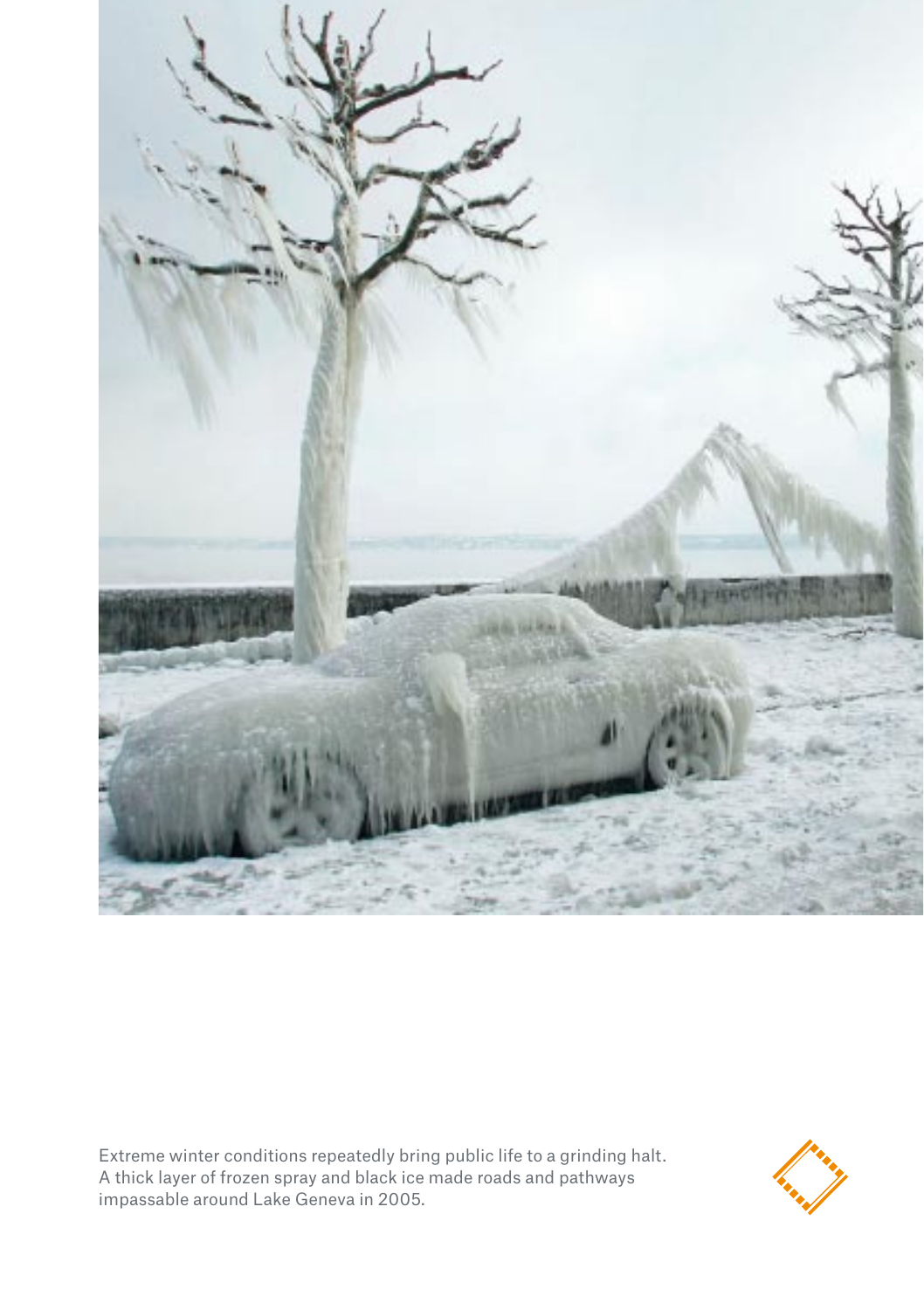Extreme winter conditions repeatedly bring public life to a grinding halt. A thick layer of frozen spray and black ice made roads and pathways impassable around Lake Geneva in 2005.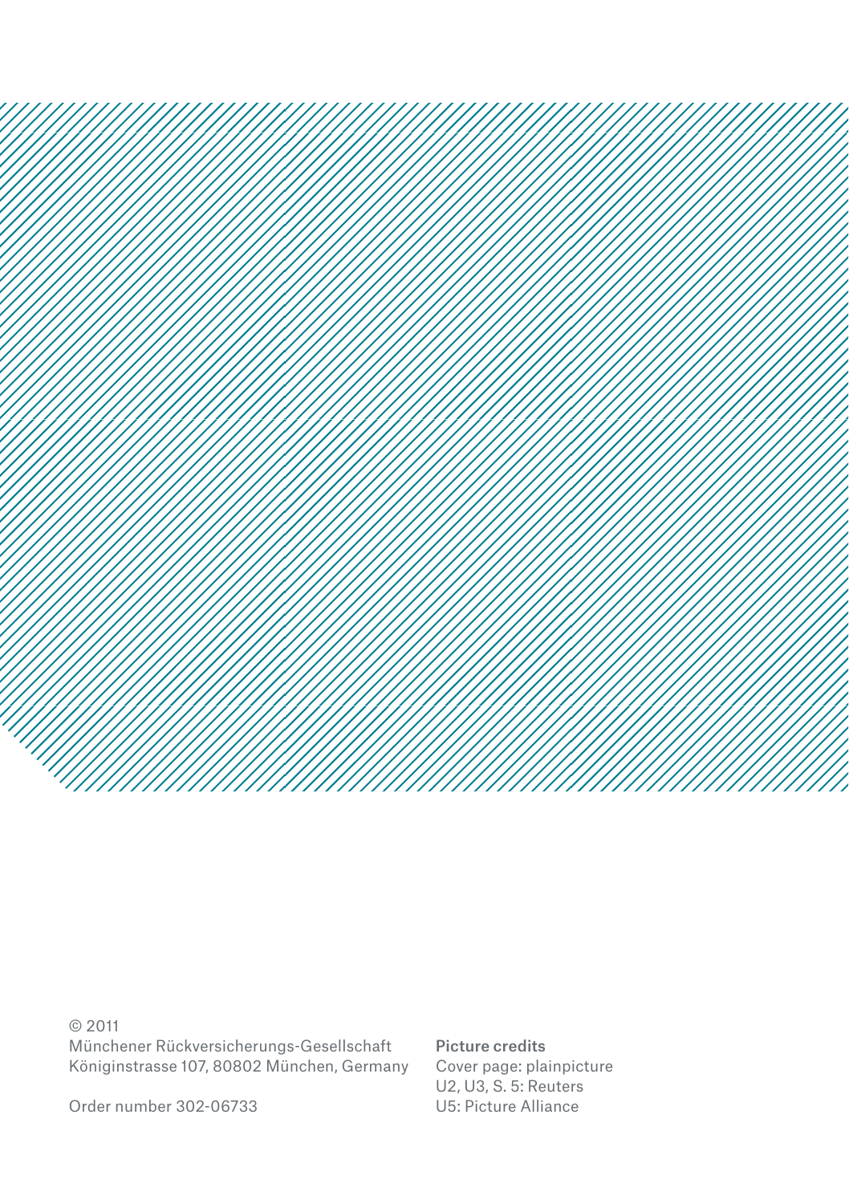© 2011
Münchener Rückversicherungs-Gesellschaft
Königinstrasse 107, 80802 München, Germany

Order number 302-06733

**Picture credits**
Cover page: plainpicture
U2, U3, S. 5: Reuters
U5: Picture Alliance